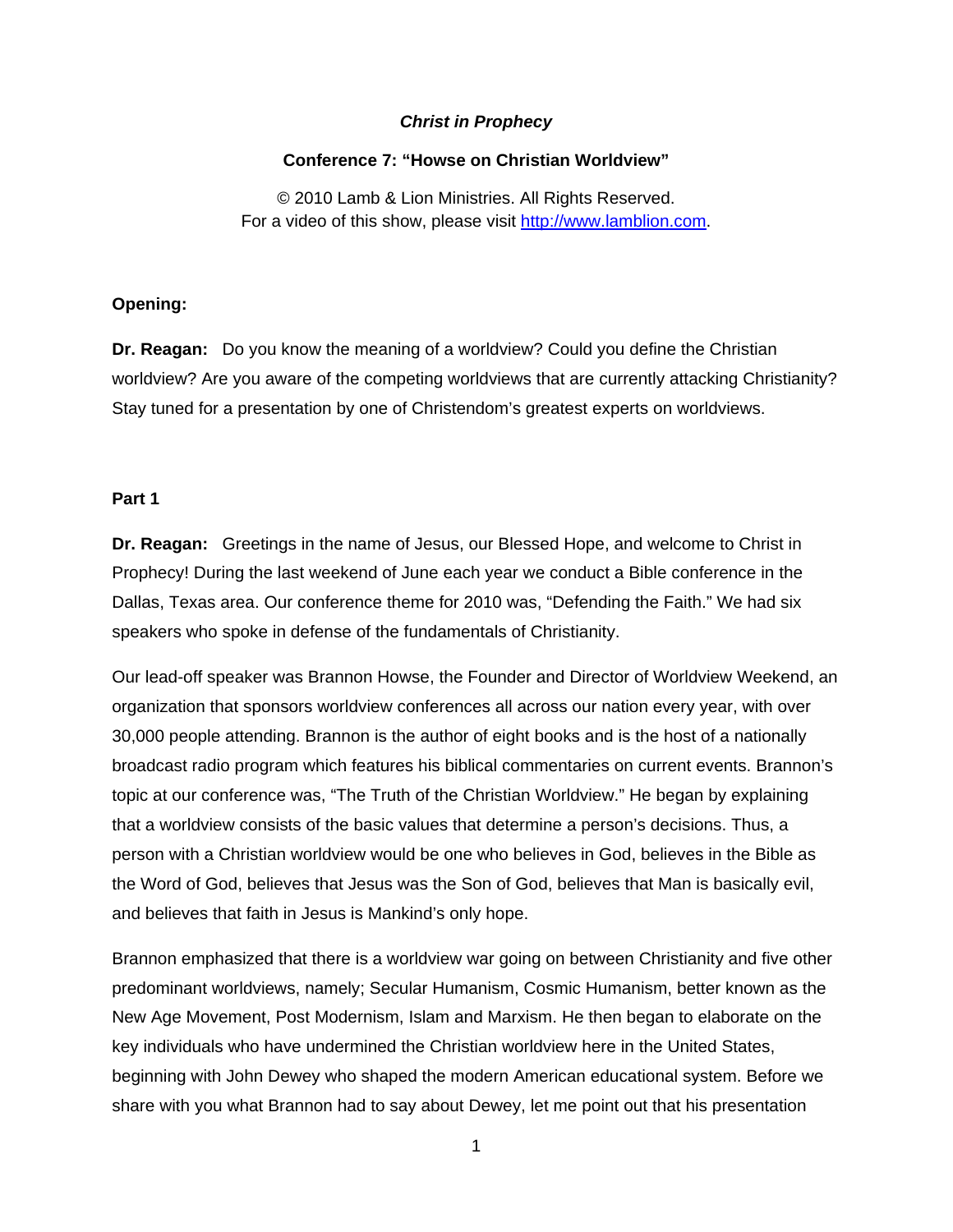***Christ in Prophecy***

**Conference 7: "Howse on Christian Worldview"**

© 2010 Lamb & Lion Ministries. All Rights Reserved.
For a video of this show, please visit http://www.lamblion.com.

**Opening:**

**Dr. Reagan:** Do you know the meaning of a worldview? Could you define the Christian worldview? Are you aware of the competing worldviews that are currently attacking Christianity? Stay tuned for a presentation by one of Christendom's greatest experts on worldviews.

**Part 1**

**Dr. Reagan:** Greetings in the name of Jesus, our Blessed Hope, and welcome to Christ in Prophecy! During the last weekend of June each year we conduct a Bible conference in the Dallas, Texas area. Our conference theme for 2010 was, "Defending the Faith." We had six speakers who spoke in defense of the fundamentals of Christianity.

Our lead-off speaker was Brannon Howse, the Founder and Director of Worldview Weekend, an organization that sponsors worldview conferences all across our nation every year, with over 30,000 people attending. Brannon is the author of eight books and is the host of a nationally broadcast radio program which features his biblical commentaries on current events. Brannon's topic at our conference was, "The Truth of the Christian Worldview." He began by explaining that a worldview consists of the basic values that determine a person's decisions. Thus, a person with a Christian worldview would be one who believes in God, believes in the Bible as the Word of God, believes that Jesus was the Son of God, believes that Man is basically evil, and believes that faith in Jesus is Mankind's only hope.

Brannon emphasized that there is a worldview war going on between Christianity and five other predominant worldviews, namely; Secular Humanism, Cosmic Humanism, better known as the New Age Movement, Post Modernism, Islam and Marxism. He then began to elaborate on the key individuals who have undermined the Christian worldview here in the United States, beginning with John Dewey who shaped the modern American educational system. Before we share with you what Brannon had to say about Dewey, let me point out that his presentation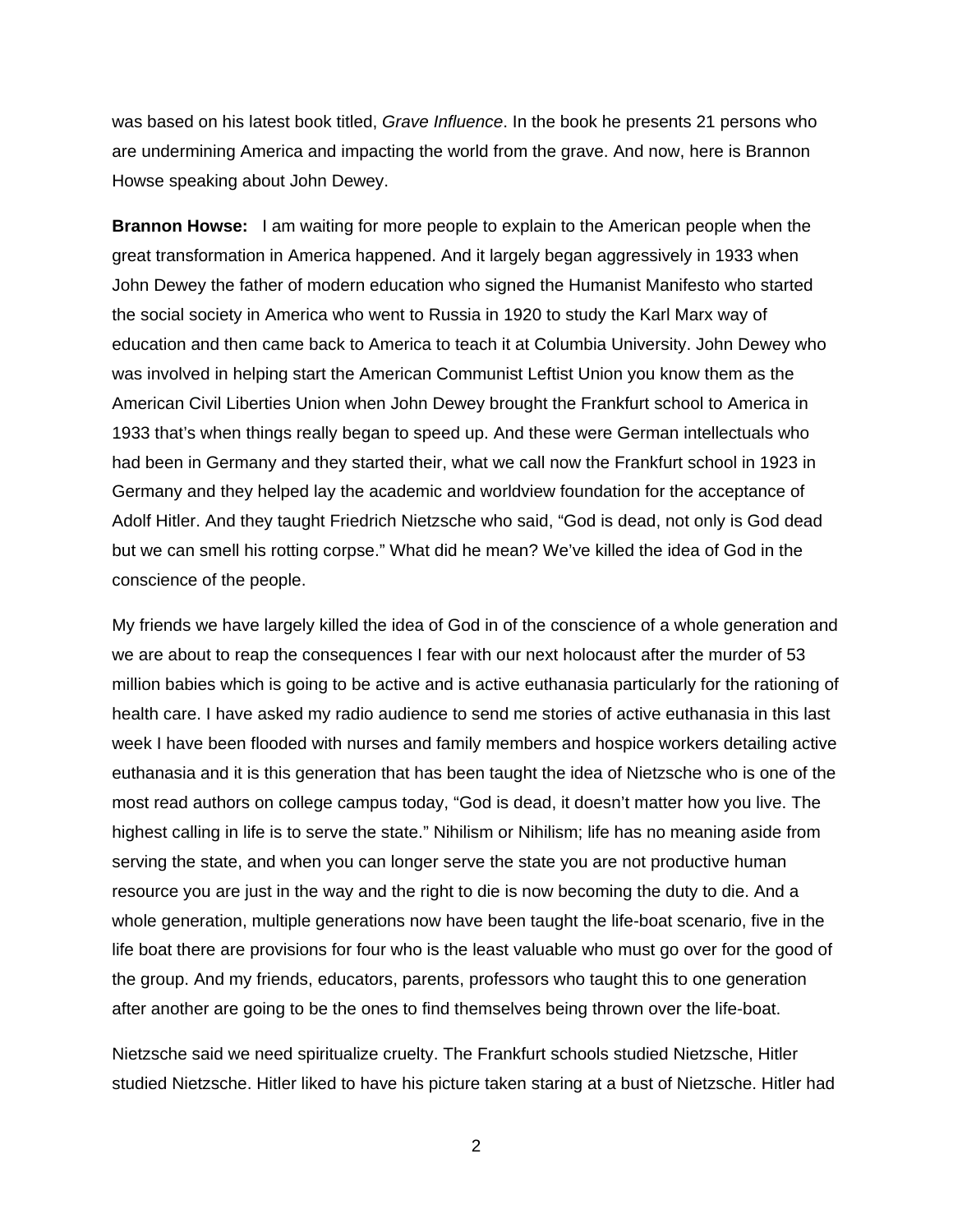was based on his latest book titled, *Grave Influence*. In the book he presents 21 persons who are undermining America and impacting the world from the grave. And now, here is Brannon Howse speaking about John Dewey.

**Brannon Howse:** I am waiting for more people to explain to the American people when the great transformation in America happened. And it largely began aggressively in 1933 when John Dewey the father of modern education who signed the Humanist Manifesto who started the social society in America who went to Russia in 1920 to study the Karl Marx way of education and then came back to America to teach it at Columbia University. John Dewey who was involved in helping start the American Communist Leftist Union you know them as the American Civil Liberties Union when John Dewey brought the Frankfurt school to America in 1933 that's when things really began to speed up. And these were German intellectuals who had been in Germany and they started their, what we call now the Frankfurt school in 1923 in Germany and they helped lay the academic and worldview foundation for the acceptance of Adolf Hitler. And they taught Friedrich Nietzsche who said, "God is dead, not only is God dead but we can smell his rotting corpse." What did he mean? We've killed the idea of God in the conscience of the people.

My friends we have largely killed the idea of God in of the conscience of a whole generation and we are about to reap the consequences I fear with our next holocaust after the murder of 53 million babies which is going to be active and is active euthanasia particularly for the rationing of health care. I have asked my radio audience to send me stories of active euthanasia in this last week I have been flooded with nurses and family members and hospice workers detailing active euthanasia and it is this generation that has been taught the idea of Nietzsche who is one of the most read authors on college campus today, "God is dead, it doesn't matter how you live. The highest calling in life is to serve the state." Nihilism or Nihilism; life has no meaning aside from serving the state, and when you can longer serve the state you are not productive human resource you are just in the way and the right to die is now becoming the duty to die. And a whole generation, multiple generations now have been taught the life-boat scenario, five in the life boat there are provisions for four who is the least valuable who must go over for the good of the group. And my friends, educators, parents, professors who taught this to one generation after another are going to be the ones to find themselves being thrown over the life-boat.

Nietzsche said we need spiritualize cruelty. The Frankfurt schools studied Nietzsche, Hitler studied Nietzsche. Hitler liked to have his picture taken staring at a bust of Nietzsche. Hitler had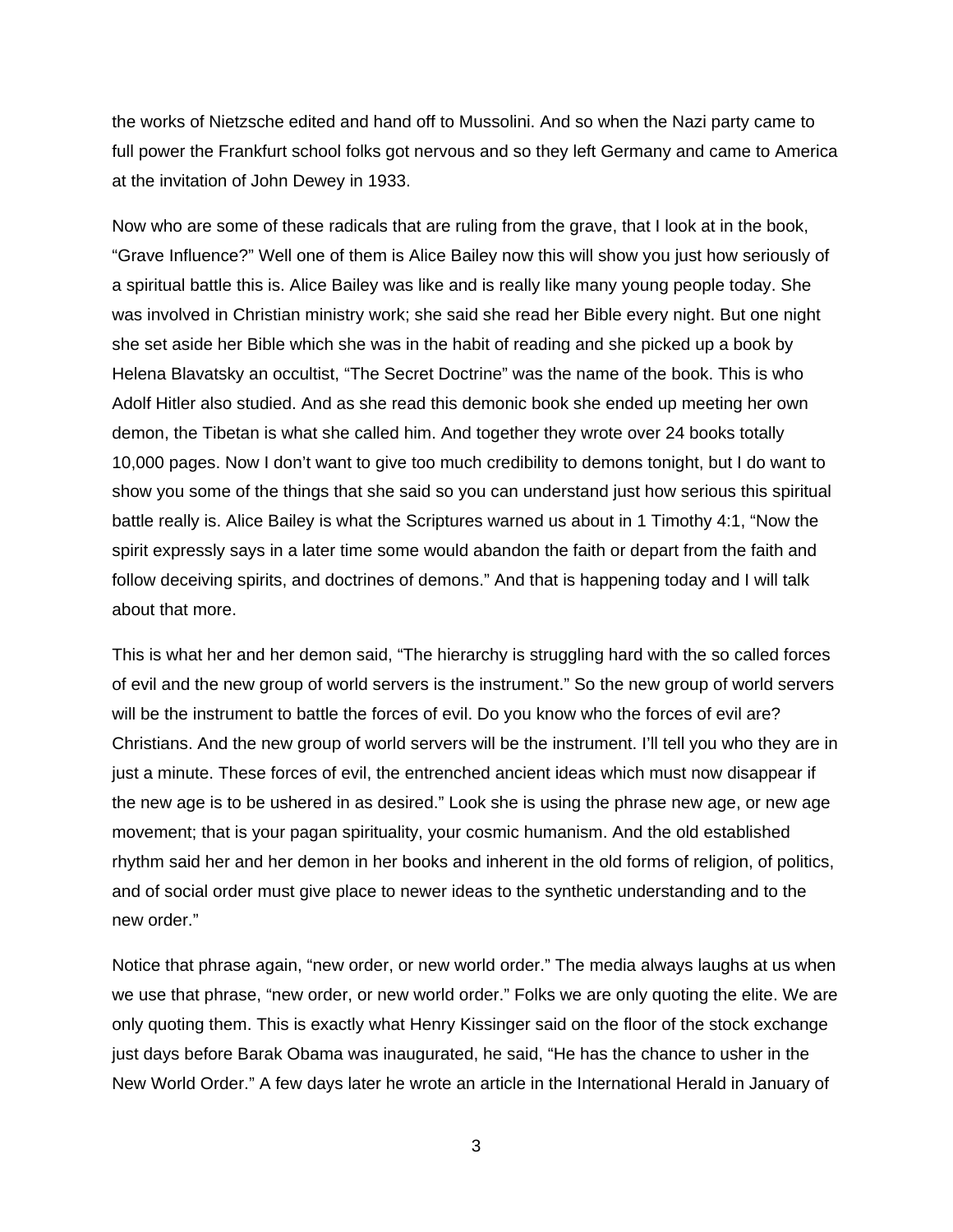the works of Nietzsche edited and hand off to Mussolini. And so when the Nazi party came to full power the Frankfurt school folks got nervous and so they left Germany and came to America at the invitation of John Dewey in 1933.

Now who are some of these radicals that are ruling from the grave, that I look at in the book, "Grave Influence?" Well one of them is Alice Bailey now this will show you just how seriously of a spiritual battle this is. Alice Bailey was like and is really like many young people today. She was involved in Christian ministry work; she said she read her Bible every night. But one night she set aside her Bible which she was in the habit of reading and she picked up a book by Helena Blavatsky an occultist, "The Secret Doctrine" was the name of the book. This is who Adolf Hitler also studied. And as she read this demonic book she ended up meeting her own demon, the Tibetan is what she called him. And together they wrote over 24 books totally 10,000 pages. Now I don't want to give too much credibility to demons tonight, but I do want to show you some of the things that she said so you can understand just how serious this spiritual battle really is. Alice Bailey is what the Scriptures warned us about in 1 Timothy 4:1, "Now the spirit expressly says in a later time some would abandon the faith or depart from the faith and follow deceiving spirits, and doctrines of demons." And that is happening today and I will talk about that more.

This is what her and her demon said, "The hierarchy is struggling hard with the so called forces of evil and the new group of world servers is the instrument." So the new group of world servers will be the instrument to battle the forces of evil. Do you know who the forces of evil are? Christians. And the new group of world servers will be the instrument. I'll tell you who they are in just a minute. These forces of evil, the entrenched ancient ideas which must now disappear if the new age is to be ushered in as desired." Look she is using the phrase new age, or new age movement; that is your pagan spirituality, your cosmic humanism. And the old established rhythm said her and her demon in her books and inherent in the old forms of religion, of politics, and of social order must give place to newer ideas to the synthetic understanding and to the new order."

Notice that phrase again, "new order, or new world order." The media always laughs at us when we use that phrase, "new order, or new world order." Folks we are only quoting the elite. We are only quoting them. This is exactly what Henry Kissinger said on the floor of the stock exchange just days before Barak Obama was inaugurated, he said, "He has the chance to usher in the New World Order." A few days later he wrote an article in the International Herald in January of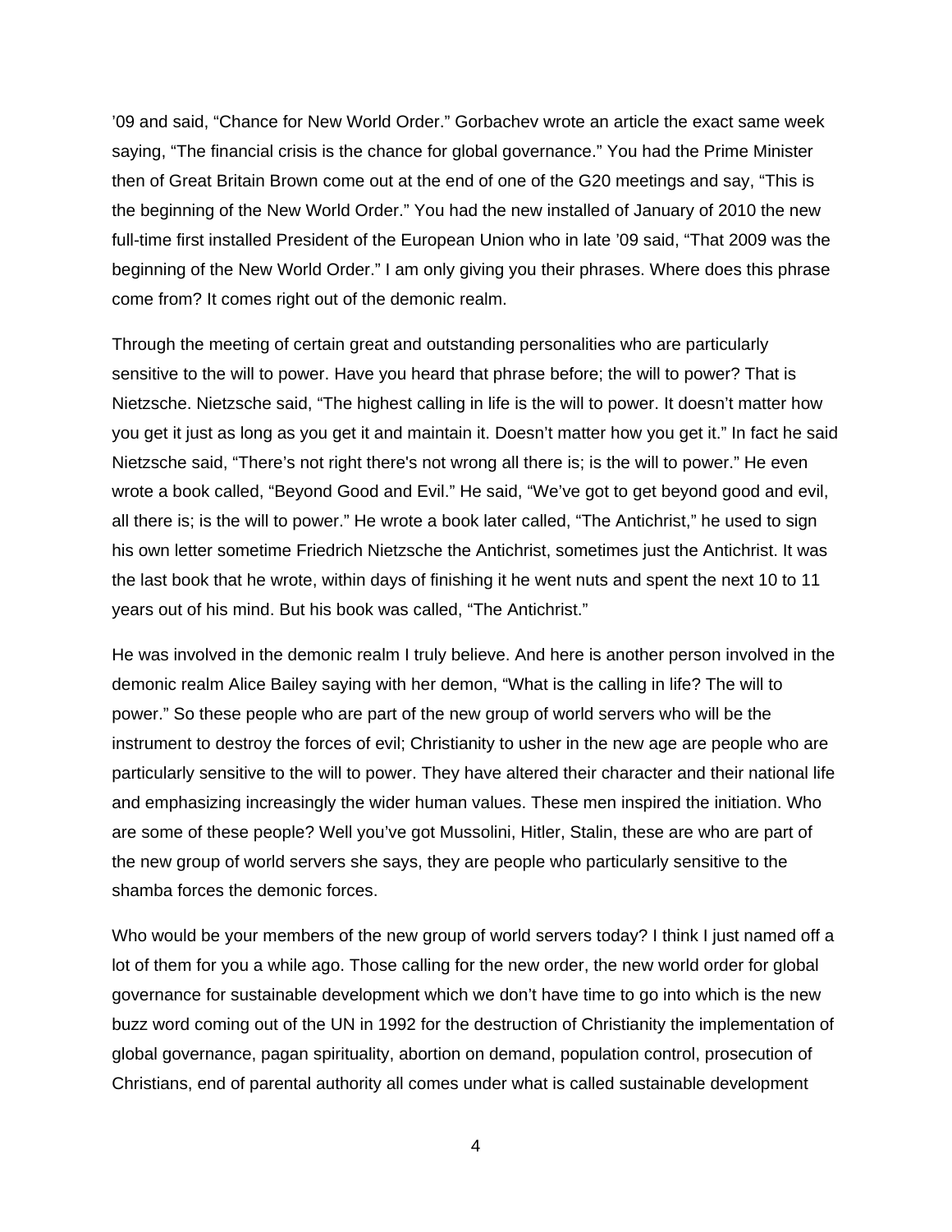'09 and said, "Chance for New World Order." Gorbachev wrote an article the exact same week saying, "The financial crisis is the chance for global governance." You had the Prime Minister then of Great Britain Brown come out at the end of one of the G20 meetings and say, "This is the beginning of the New World Order." You had the new installed of January of 2010 the new full-time first installed President of the European Union who in late '09 said, "That 2009 was the beginning of the New World Order." I am only giving you their phrases. Where does this phrase come from? It comes right out of the demonic realm.

Through the meeting of certain great and outstanding personalities who are particularly sensitive to the will to power. Have you heard that phrase before; the will to power? That is Nietzsche. Nietzsche said, "The highest calling in life is the will to power. It doesn't matter how you get it just as long as you get it and maintain it. Doesn't matter how you get it." In fact he said Nietzsche said, "There's not right there's not wrong all there is; is the will to power." He even wrote a book called, "Beyond Good and Evil." He said, "We've got to get beyond good and evil, all there is; is the will to power." He wrote a book later called, "The Antichrist," he used to sign his own letter sometime Friedrich Nietzsche the Antichrist, sometimes just the Antichrist. It was the last book that he wrote, within days of finishing it he went nuts and spent the next 10 to 11 years out of his mind. But his book was called, "The Antichrist."

He was involved in the demonic realm I truly believe. And here is another person involved in the demonic realm Alice Bailey saying with her demon, "What is the calling in life? The will to power." So these people who are part of the new group of world servers who will be the instrument to destroy the forces of evil; Christianity to usher in the new age are people who are particularly sensitive to the will to power. They have altered their character and their national life and emphasizing increasingly the wider human values. These men inspired the initiation. Who are some of these people? Well you've got Mussolini, Hitler, Stalin, these are who are part of the new group of world servers she says, they are people who particularly sensitive to the shamba forces the demonic forces.

Who would be your members of the new group of world servers today? I think I just named off a lot of them for you a while ago. Those calling for the new order, the new world order for global governance for sustainable development which we don't have time to go into which is the new buzz word coming out of the UN in 1992 for the destruction of Christianity the implementation of global governance, pagan spirituality, abortion on demand, population control, prosecution of Christians, end of parental authority all comes under what is called sustainable development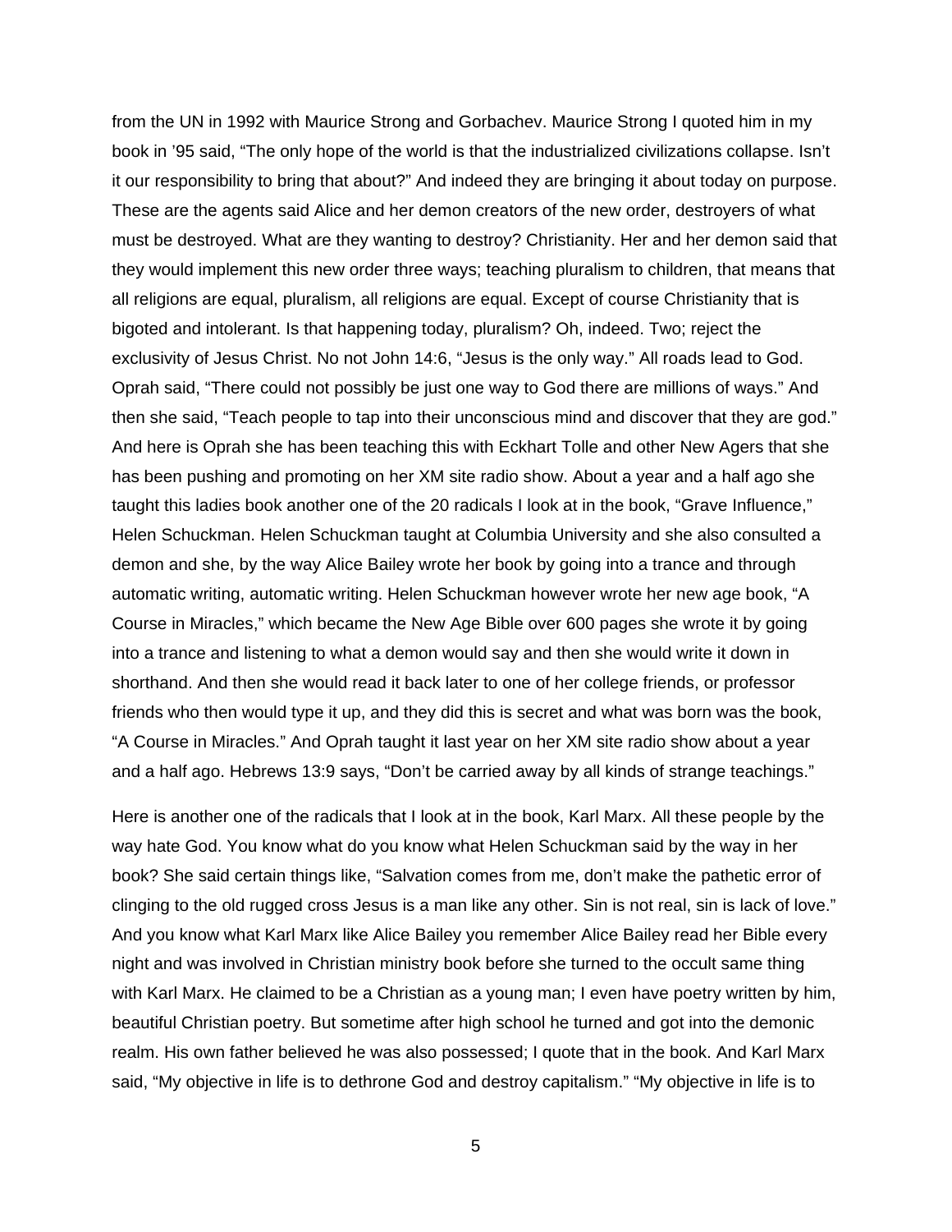from the UN in 1992 with Maurice Strong and Gorbachev. Maurice Strong I quoted him in my book in '95 said, "The only hope of the world is that the industrialized civilizations collapse. Isn't it our responsibility to bring that about?" And indeed they are bringing it about today on purpose. These are the agents said Alice and her demon creators of the new order, destroyers of what must be destroyed. What are they wanting to destroy? Christianity. Her and her demon said that they would implement this new order three ways; teaching pluralism to children, that means that all religions are equal, pluralism, all religions are equal. Except of course Christianity that is bigoted and intolerant. Is that happening today, pluralism? Oh, indeed. Two; reject the exclusivity of Jesus Christ. No not John 14:6, "Jesus is the only way." All roads lead to God. Oprah said, "There could not possibly be just one way to God there are millions of ways." And then she said, "Teach people to tap into their unconscious mind and discover that they are god." And here is Oprah she has been teaching this with Eckhart Tolle and other New Agers that she has been pushing and promoting on her XM site radio show. About a year and a half ago she taught this ladies book another one of the 20 radicals I look at in the book, "Grave Influence," Helen Schuckman. Helen Schuckman taught at Columbia University and she also consulted a demon and she, by the way Alice Bailey wrote her book by going into a trance and through automatic writing, automatic writing. Helen Schuckman however wrote her new age book, "A Course in Miracles," which became the New Age Bible over 600 pages she wrote it by going into a trance and listening to what a demon would say and then she would write it down in shorthand. And then she would read it back later to one of her college friends, or professor friends who then would type it up, and they did this is secret and what was born was the book, "A Course in Miracles." And Oprah taught it last year on her XM site radio show about a year and a half ago. Hebrews 13:9 says, "Don't be carried away by all kinds of strange teachings."

Here is another one of the radicals that I look at in the book, Karl Marx. All these people by the way hate God. You know what do you know what Helen Schuckman said by the way in her book? She said certain things like, "Salvation comes from me, don't make the pathetic error of clinging to the old rugged cross Jesus is a man like any other. Sin is not real, sin is lack of love." And you know what Karl Marx like Alice Bailey you remember Alice Bailey read her Bible every night and was involved in Christian ministry book before she turned to the occult same thing with Karl Marx. He claimed to be a Christian as a young man; I even have poetry written by him, beautiful Christian poetry. But sometime after high school he turned and got into the demonic realm. His own father believed he was also possessed; I quote that in the book. And Karl Marx said, "My objective in life is to dethrone God and destroy capitalism." "My objective in life is to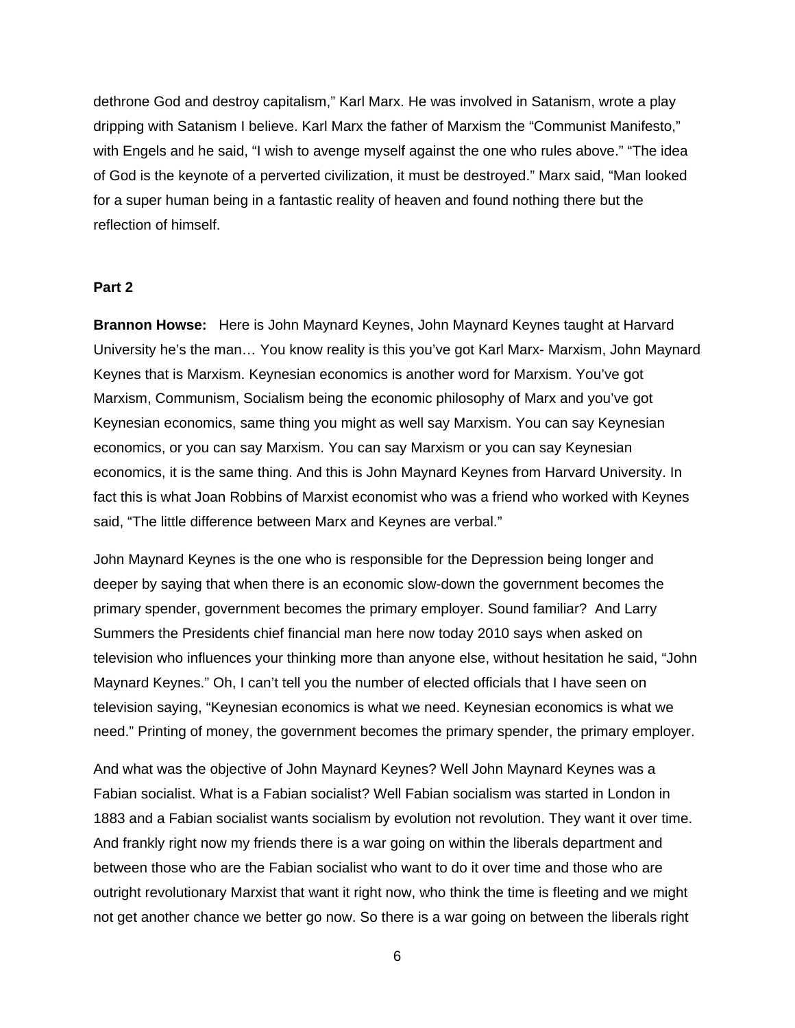dethrone God and destroy capitalism," Karl Marx. He was involved in Satanism, wrote a play dripping with Satanism I believe. Karl Marx the father of Marxism the "Communist Manifesto," with Engels and he said, "I wish to avenge myself against the one who rules above." "The idea of God is the keynote of a perverted civilization, it must be destroyed." Marx said, "Man looked for a super human being in a fantastic reality of heaven and found nothing there but the reflection of himself.

**Part 2**

**Brannon Howse:** Here is John Maynard Keynes, John Maynard Keynes taught at Harvard University he's the man… You know reality is this you've got Karl Marx- Marxism, John Maynard Keynes that is Marxism. Keynesian economics is another word for Marxism. You've got Marxism, Communism, Socialism being the economic philosophy of Marx and you've got Keynesian economics, same thing you might as well say Marxism. You can say Keynesian economics, or you can say Marxism. You can say Marxism or you can say Keynesian economics, it is the same thing. And this is John Maynard Keynes from Harvard University. In fact this is what Joan Robbins of Marxist economist who was a friend who worked with Keynes said, "The little difference between Marx and Keynes are verbal."

John Maynard Keynes is the one who is responsible for the Depression being longer and deeper by saying that when there is an economic slow-down the government becomes the primary spender, government becomes the primary employer. Sound familiar? And Larry Summers the Presidents chief financial man here now today 2010 says when asked on television who influences your thinking more than anyone else, without hesitation he said, "John Maynard Keynes." Oh, I can't tell you the number of elected officials that I have seen on television saying, "Keynesian economics is what we need. Keynesian economics is what we need." Printing of money, the government becomes the primary spender, the primary employer.

And what was the objective of John Maynard Keynes? Well John Maynard Keynes was a Fabian socialist. What is a Fabian socialist? Well Fabian socialism was started in London in 1883 and a Fabian socialist wants socialism by evolution not revolution. They want it over time. And frankly right now my friends there is a war going on within the liberals department and between those who are the Fabian socialist who want to do it over time and those who are outright revolutionary Marxist that want it right now, who think the time is fleeting and we might not get another chance we better go now. So there is a war going on between the liberals right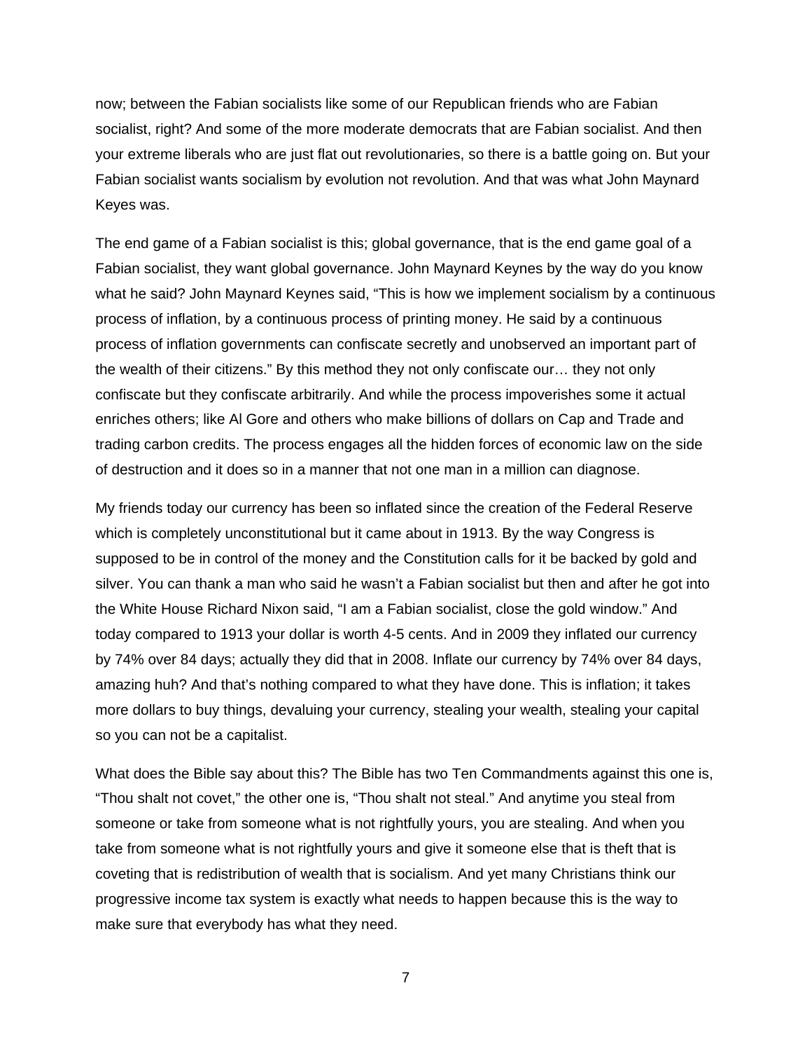now; between the Fabian socialists like some of our Republican friends who are Fabian socialist, right? And some of the more moderate democrats that are Fabian socialist. And then your extreme liberals who are just flat out revolutionaries, so there is a battle going on. But your Fabian socialist wants socialism by evolution not revolution. And that was what John Maynard Keyes was.

The end game of a Fabian socialist is this; global governance, that is the end game goal of a Fabian socialist, they want global governance. John Maynard Keynes by the way do you know what he said? John Maynard Keynes said, "This is how we implement socialism by a continuous process of inflation, by a continuous process of printing money. He said by a continuous process of inflation governments can confiscate secretly and unobserved an important part of the wealth of their citizens." By this method they not only confiscate our… they not only confiscate but they confiscate arbitrarily. And while the process impoverishes some it actual enriches others; like Al Gore and others who make billions of dollars on Cap and Trade and trading carbon credits. The process engages all the hidden forces of economic law on the side of destruction and it does so in a manner that not one man in a million can diagnose.

My friends today our currency has been so inflated since the creation of the Federal Reserve which is completely unconstitutional but it came about in 1913. By the way Congress is supposed to be in control of the money and the Constitution calls for it be backed by gold and silver. You can thank a man who said he wasn't a Fabian socialist but then and after he got into the White House Richard Nixon said, "I am a Fabian socialist, close the gold window." And today compared to 1913 your dollar is worth 4-5 cents. And in 2009 they inflated our currency by 74% over 84 days; actually they did that in 2008. Inflate our currency by 74% over 84 days, amazing huh? And that's nothing compared to what they have done. This is inflation; it takes more dollars to buy things, devaluing your currency, stealing your wealth, stealing your capital so you can not be a capitalist.

What does the Bible say about this? The Bible has two Ten Commandments against this one is, "Thou shalt not covet," the other one is, "Thou shalt not steal." And anytime you steal from someone or take from someone what is not rightfully yours, you are stealing. And when you take from someone what is not rightfully yours and give it someone else that is theft that is coveting that is redistribution of wealth that is socialism. And yet many Christians think our progressive income tax system is exactly what needs to happen because this is the way to make sure that everybody has what they need.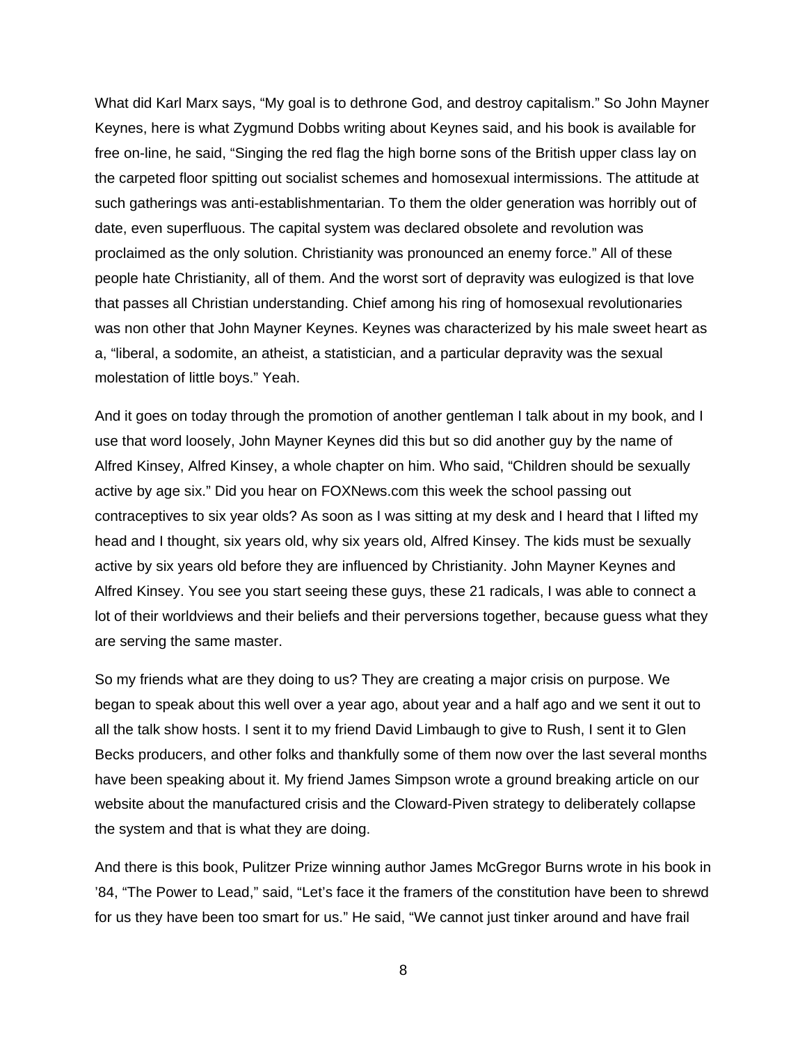What did Karl Marx says, "My goal is to dethrone God, and destroy capitalism." So John Mayner Keynes, here is what Zygmund Dobbs writing about Keynes said, and his book is available for free on-line, he said, "Singing the red flag the high borne sons of the British upper class lay on the carpeted floor spitting out socialist schemes and homosexual intermissions. The attitude at such gatherings was anti-establishmentarian. To them the older generation was horribly out of date, even superfluous. The capital system was declared obsolete and revolution was proclaimed as the only solution. Christianity was pronounced an enemy force." All of these people hate Christianity, all of them. And the worst sort of depravity was eulogized is that love that passes all Christian understanding. Chief among his ring of homosexual revolutionaries was non other that John Mayner Keynes. Keynes was characterized by his male sweet heart as a, "liberal, a sodomite, an atheist, a statistician, and a particular depravity was the sexual molestation of little boys." Yeah.

And it goes on today through the promotion of another gentleman I talk about in my book, and I use that word loosely, John Mayner Keynes did this but so did another guy by the name of Alfred Kinsey, Alfred Kinsey, a whole chapter on him. Who said, "Children should be sexually active by age six." Did you hear on FOXNews.com this week the school passing out contraceptives to six year olds? As soon as I was sitting at my desk and I heard that I lifted my head and I thought, six years old, why six years old, Alfred Kinsey. The kids must be sexually active by six years old before they are influenced by Christianity. John Mayner Keynes and Alfred Kinsey. You see you start seeing these guys, these 21 radicals, I was able to connect a lot of their worldviews and their beliefs and their perversions together, because guess what they are serving the same master.

So my friends what are they doing to us? They are creating a major crisis on purpose. We began to speak about this well over a year ago, about year and a half ago and we sent it out to all the talk show hosts. I sent it to my friend David Limbaugh to give to Rush, I sent it to Glen Becks producers, and other folks and thankfully some of them now over the last several months have been speaking about it. My friend James Simpson wrote a ground breaking article on our website about the manufactured crisis and the Cloward-Piven strategy to deliberately collapse the system and that is what they are doing.

And there is this book, Pulitzer Prize winning author James McGregor Burns wrote in his book in '84, "The Power to Lead," said, "Let's face it the framers of the constitution have been to shrewd for us they have been too smart for us." He said, "We cannot just tinker around and have frail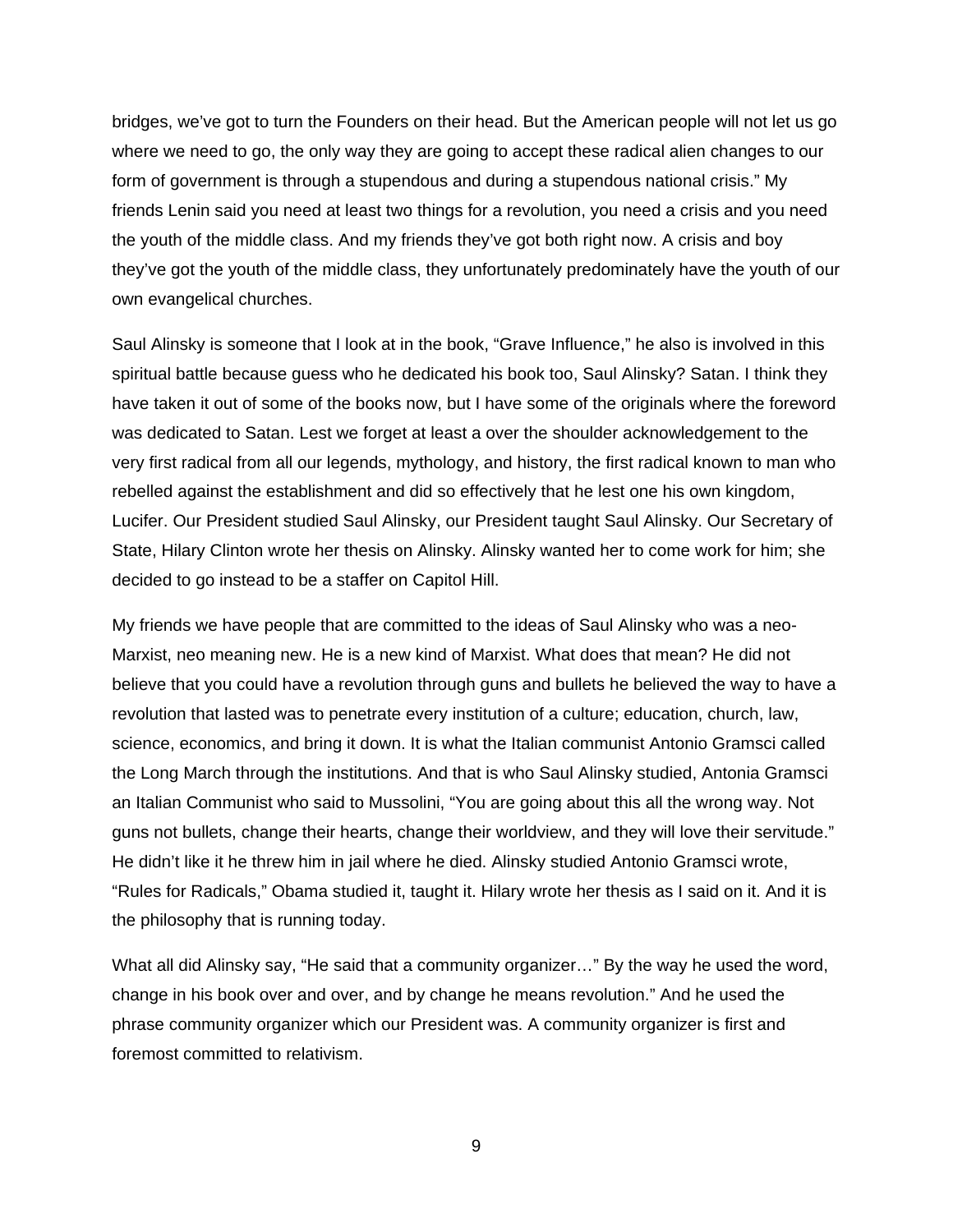bridges, we've got to turn the Founders on their head. But the American people will not let us go where we need to go, the only way they are going to accept these radical alien changes to our form of government is through a stupendous and during a stupendous national crisis." My friends Lenin said you need at least two things for a revolution, you need a crisis and you need the youth of the middle class. And my friends they've got both right now. A crisis and boy they've got the youth of the middle class, they unfortunately predominately have the youth of our own evangelical churches.

Saul Alinsky is someone that I look at in the book, "Grave Influence," he also is involved in this spiritual battle because guess who he dedicated his book too, Saul Alinsky? Satan. I think they have taken it out of some of the books now, but I have some of the originals where the foreword was dedicated to Satan. Lest we forget at least a over the shoulder acknowledgement to the very first radical from all our legends, mythology, and history, the first radical known to man who rebelled against the establishment and did so effectively that he lest one his own kingdom, Lucifer. Our President studied Saul Alinsky, our President taught Saul Alinsky. Our Secretary of State, Hilary Clinton wrote her thesis on Alinsky. Alinsky wanted her to come work for him; she decided to go instead to be a staffer on Capitol Hill.

My friends we have people that are committed to the ideas of Saul Alinsky who was a neo-Marxist, neo meaning new. He is a new kind of Marxist. What does that mean? He did not believe that you could have a revolution through guns and bullets he believed the way to have a revolution that lasted was to penetrate every institution of a culture; education, church, law, science, economics, and bring it down. It is what the Italian communist Antonio Gramsci called the Long March through the institutions. And that is who Saul Alinsky studied, Antonia Gramsci an Italian Communist who said to Mussolini, "You are going about this all the wrong way. Not guns not bullets, change their hearts, change their worldview, and they will love their servitude." He didn't like it he threw him in jail where he died. Alinsky studied Antonio Gramsci wrote, "Rules for Radicals," Obama studied it, taught it. Hilary wrote her thesis as I said on it. And it is the philosophy that is running today.

What all did Alinsky say, "He said that a community organizer…" By the way he used the word, change in his book over and over, and by change he means revolution." And he used the phrase community organizer which our President was. A community organizer is first and foremost committed to relativism.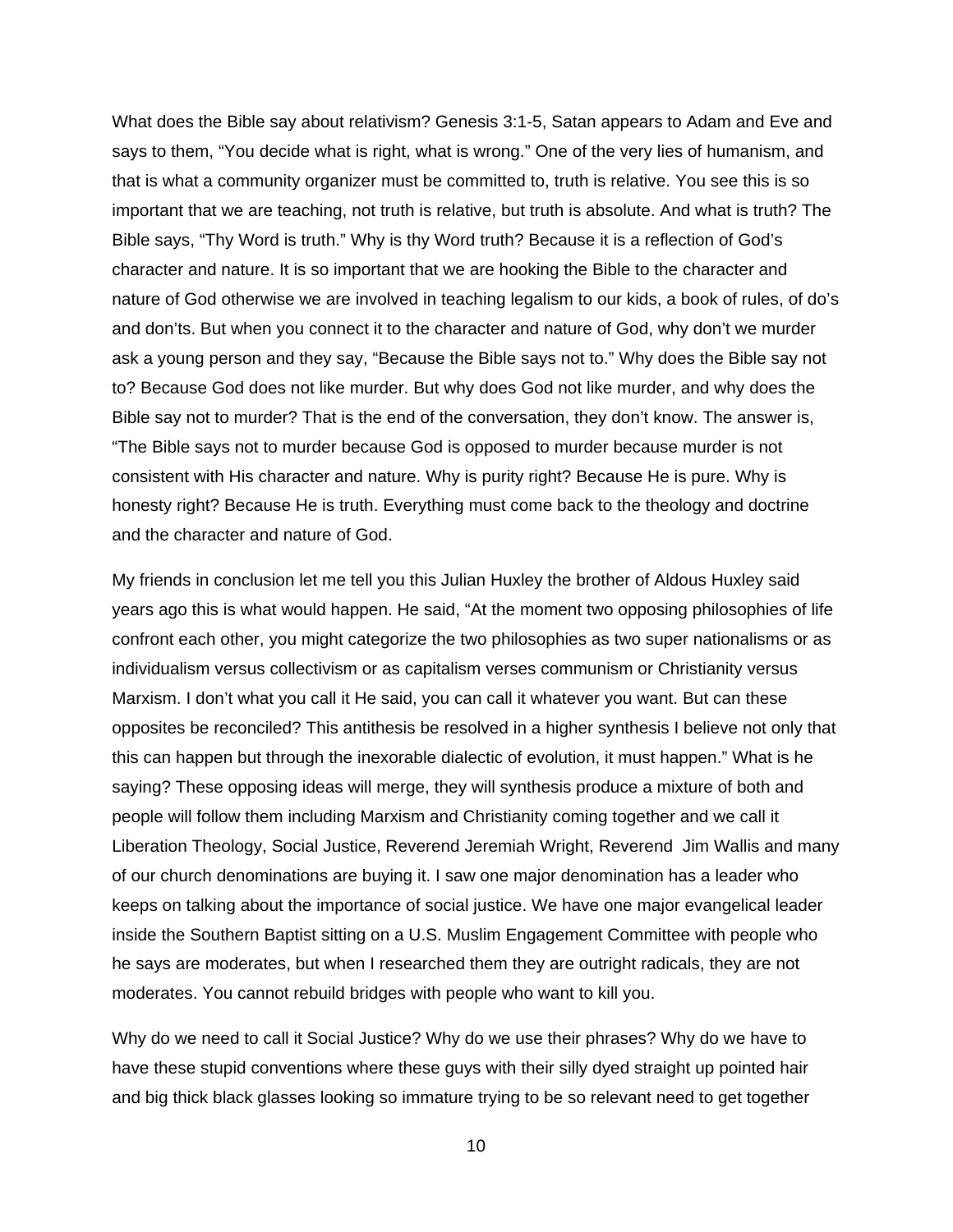What does the Bible say about relativism? Genesis 3:1-5, Satan appears to Adam and Eve and says to them, "You decide what is right, what is wrong." One of the very lies of humanism, and that is what a community organizer must be committed to, truth is relative. You see this is so important that we are teaching, not truth is relative, but truth is absolute. And what is truth? The Bible says, "Thy Word is truth." Why is thy Word truth? Because it is a reflection of God's character and nature. It is so important that we are hooking the Bible to the character and nature of God otherwise we are involved in teaching legalism to our kids, a book of rules, of do's and don'ts. But when you connect it to the character and nature of God, why don't we murder ask a young person and they say, "Because the Bible says not to." Why does the Bible say not to? Because God does not like murder. But why does God not like murder, and why does the Bible say not to murder? That is the end of the conversation, they don't know. The answer is, "The Bible says not to murder because God is opposed to murder because murder is not consistent with His character and nature. Why is purity right? Because He is pure. Why is honesty right? Because He is truth. Everything must come back to the theology and doctrine and the character and nature of God.

My friends in conclusion let me tell you this Julian Huxley the brother of Aldous Huxley said years ago this is what would happen. He said, "At the moment two opposing philosophies of life confront each other, you might categorize the two philosophies as two super nationalisms or as individualism versus collectivism or as capitalism verses communism or Christianity versus Marxism. I don't what you call it He said, you can call it whatever you want. But can these opposites be reconciled? This antithesis be resolved in a higher synthesis I believe not only that this can happen but through the inexorable dialectic of evolution, it must happen." What is he saying? These opposing ideas will merge, they will synthesis produce a mixture of both and people will follow them including Marxism and Christianity coming together and we call it Liberation Theology, Social Justice, Reverend Jeremiah Wright, Reverend Jim Wallis and many of our church denominations are buying it. I saw one major denomination has a leader who keeps on talking about the importance of social justice. We have one major evangelical leader inside the Southern Baptist sitting on a U.S. Muslim Engagement Committee with people who he says are moderates, but when I researched them they are outright radicals, they are not moderates. You cannot rebuild bridges with people who want to kill you.

Why do we need to call it Social Justice? Why do we use their phrases? Why do we have to have these stupid conventions where these guys with their silly dyed straight up pointed hair and big thick black glasses looking so immature trying to be so relevant need to get together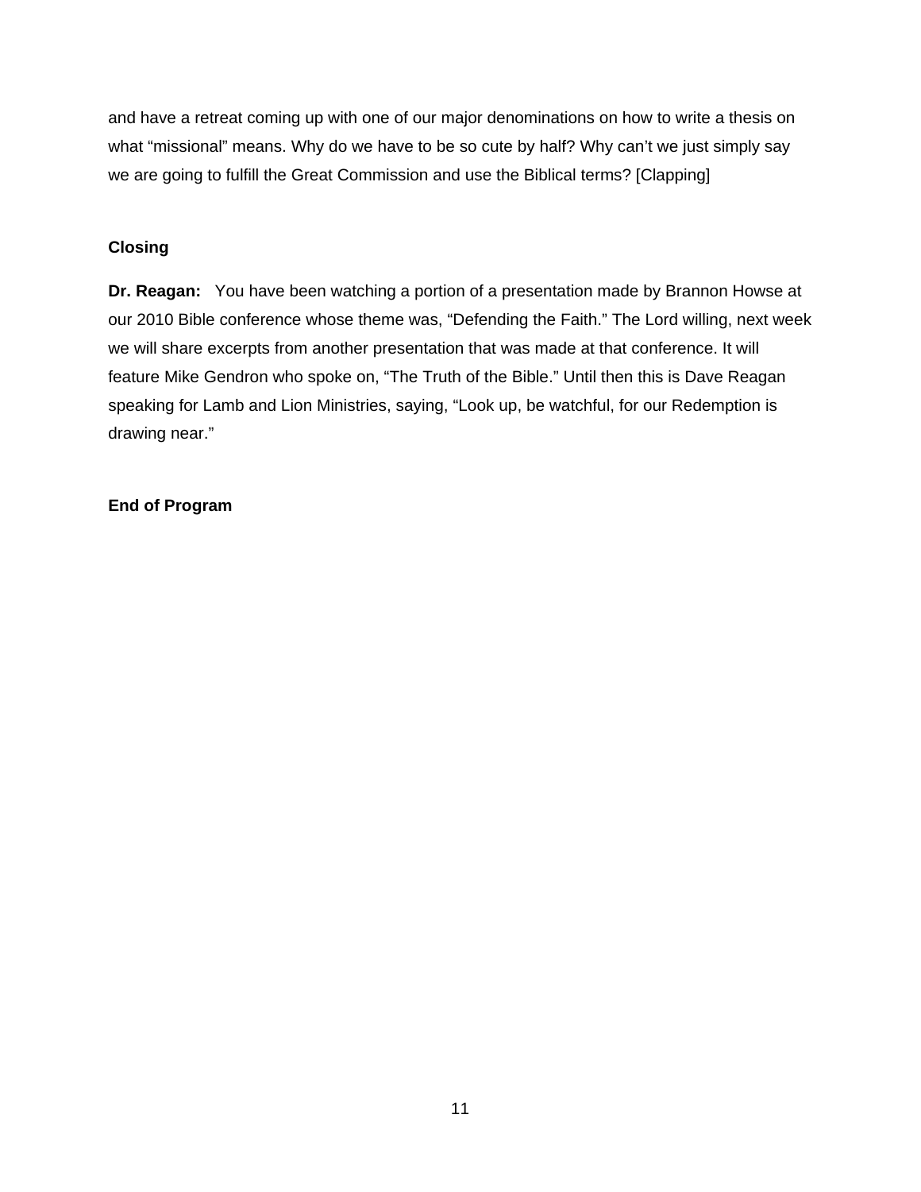and have a retreat coming up with one of our major denominations on how to write a thesis on what “missional” means. Why do we have to be so cute by half? Why can’t we just simply say we are going to fulfill the Great Commission and use the Biblical terms? [Clapping]

**Closing**

**Dr. Reagan:** You have been watching a portion of a presentation made by Brannon Howse at our 2010 Bible conference whose theme was, “Defending the Faith.” The Lord willing, next week we will share excerpts from another presentation that was made at that conference. It will feature Mike Gendron who spoke on, “The Truth of the Bible.” Until then this is Dave Reagan speaking for Lamb and Lion Ministries, saying, “Look up, be watchful, for our Redemption is drawing near.”

**End of Program**